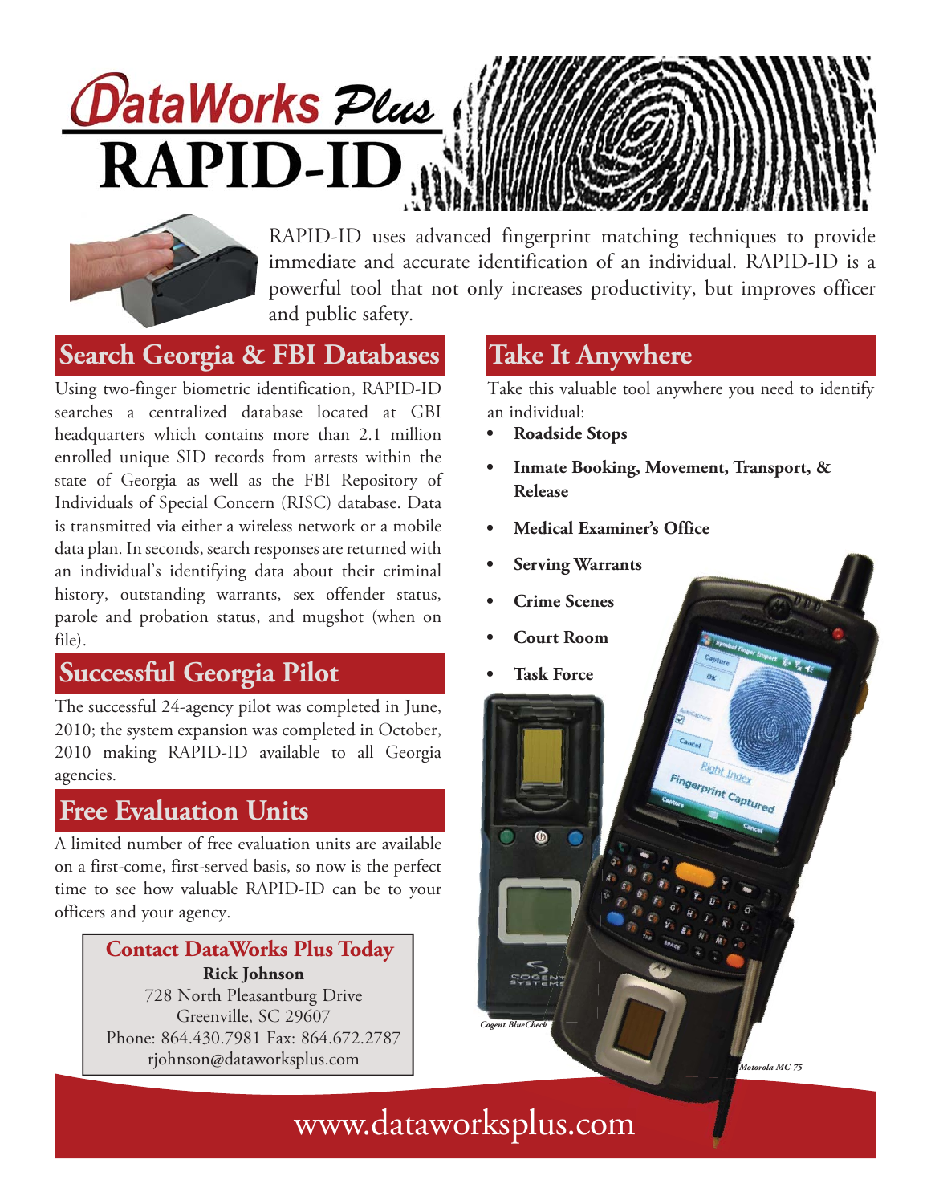# DataWorks Plus RAPID-ID

RAPID-ID uses advanced fingerprint matching techniques to provide immediate and accurate identification of an individual. RAPID-ID is a powerful tool that not only increases productivity, but improves officer and public safety.

## Search Georgia & FBI Databases

Using two-finger biometric identification, RAPID-ID searches a centralized database located at GBI headquarters which contains more than 2.1 million enrolled unique SID records from arrests within the state of Georgia as well as the FBI Repository of Individuals of Special Concern (RISC) database. Data is transmitted via either a wireless network or a mobile data plan. In seconds, search responses are returned with an individual's identifying data about their criminal history, outstanding warrants, sex offender status, parole and probation status, and mugshot (when on file).

## Successful Georgia Pilot

The successful 24-agency pilot was completed in June, 2010; the system expansion was completed in October, 2010 making RAPID-ID available to all Georgia agencies.

## Free Evaluation Units

A limited number of free evaluation units are available on a first-come, first-served basis, so now is the perfect time to see how valuable RAPID-ID can be to your officers and your agency.

### Contact DataWorks Plus Today

**Rick Johnson**
728 North Pleasantburg Drive
Greenville, SC 29607
Phone: 864.430.7981 Fax: 864.672.2787
rjohnson@dataworksplus.com

## Take It Anywhere

Take this valuable tool anywhere you need to identify an individual:

- **Roadside Stops**
- **Inmate Booking, Movement, Transport, & Release**
- **Medical Examiner's Office**
- **Serving Warrants**
- **Crime Scenes**
- **Court Room**
- **Task Force**

*Cogent BlueCheck*

*Motorola MC-75*

www.dataworksplus.com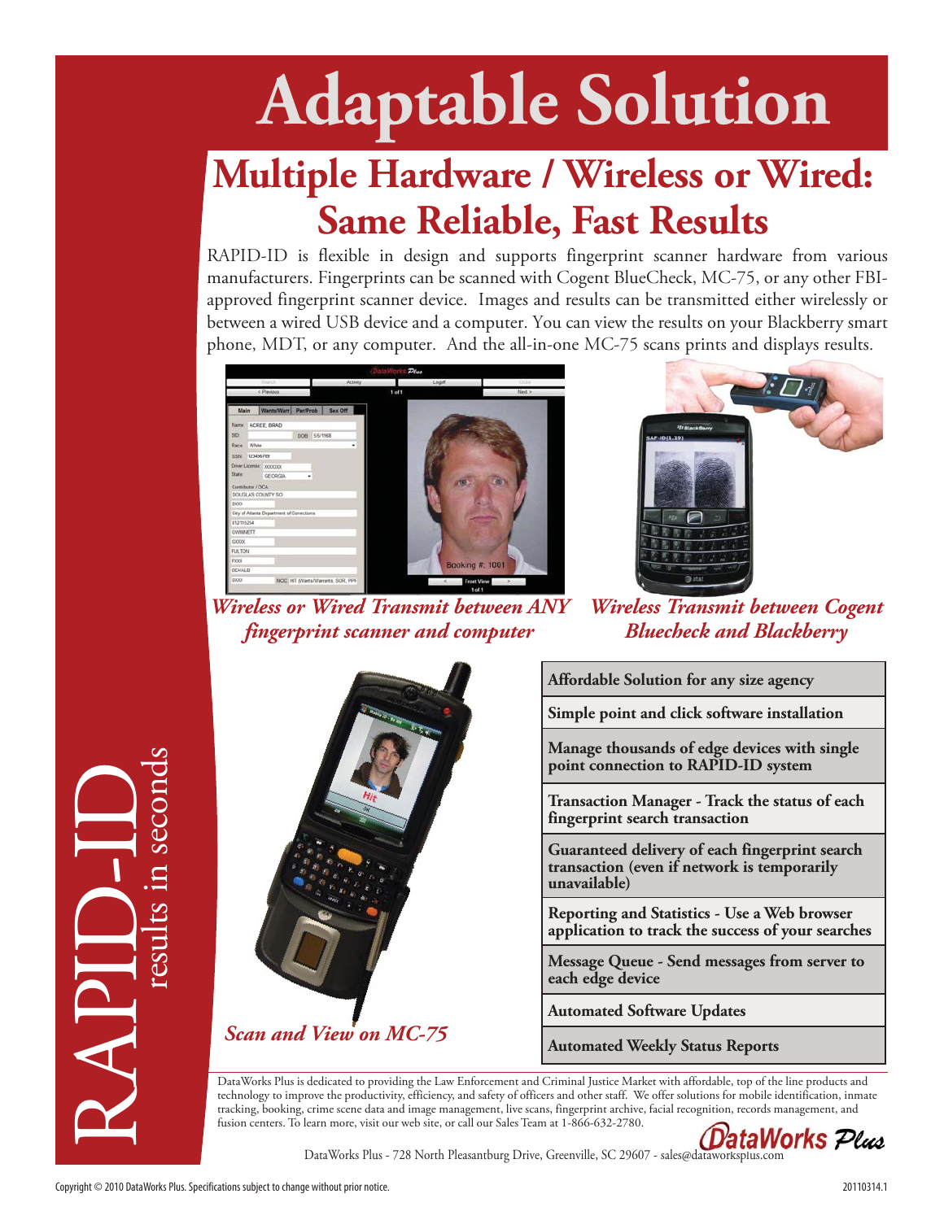# Adaptable Solution

## Multiple Hardware / Wireless or Wired: Same Reliable, Fast Results

RAPID-ID is flexible in design and supports fingerprint scanner hardware from various manufacturers. Fingerprints can be scanned with Cogent BlueCheck, MC-75, or any other FBI-approved fingerprint scanner device. Images and results can be transmitted either wirelessly or between a wired USB device and a computer. You can view the results on your Blackberry smart phone, MDT, or any computer. And the all-in-one MC-75 scans prints and displays results.

*Wireless or Wired Transmit between ANY fingerprint scanner and computer*

*Wireless Transmit between Cogent Bluecheck and Blackberry*

*Scan and View on MC-75*

- **Affordable Solution for any size agency**
- **Simple point and click software installation**
- **Manage thousands of edge devices with single point connection to RAPID-ID system**
- **Transaction Manager - Track the status of each fingerprint search transaction**
- **Guaranteed delivery of each fingerprint search transaction (even if network is temporarily unavailable)**
- **Reporting and Statistics - Use a Web browser application to track the success of your searches**
- **Message Queue - Send messages from server to each edge device**
- **Automated Software Updates**
- **Automated Weekly Status Reports**

RAPID-ID results in seconds

DataWorks Plus is dedicated to providing the Law Enforcement and Criminal Justice Market with affordable, top of the line products and technology to improve the productivity, efficiency, and safety of officers and other staff. We offer solutions for mobile identification, inmate tracking, booking, crime scene data and image management, live scans, fingerprint archive, facial recognition, records management, and fusion centers. To learn more, visit our web site, or call our Sales Team at 1-866-632-2780.

DataWorks Plus - 728 North Pleasantburg Drive, Greenville, SC 29607 - sales@dataworksplus.com

Copyright © 2010 DataWorks Plus. Specifications subject to change without prior notice.

20110314.1